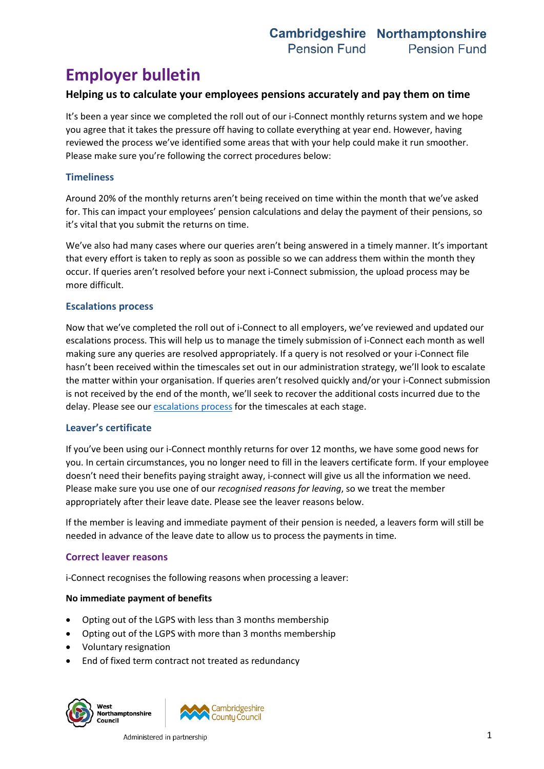Cambridgeshire Pension Fund | Northamptonshire Pension Fund

# Employer bulletin

### Helping us to calculate your employees pensions accurately and pay them on time

It's been a year since we completed the roll out of our i-Connect monthly returns system and we hope you agree that it takes the pressure off having to collate everything at year end. However, having reviewed the process we've identified some areas that with your help could make it run smoother. Please make sure you're following the correct procedures below:

## Timeliness

Around 20% of the monthly returns aren't being received on time within the month that we've asked for. This can impact your employees' pension calculations and delay the payment of their pensions, so it's vital that you submit the returns on time.

We've also had many cases where our queries aren't being answered in a timely manner. It's important that every effort is taken to reply as soon as possible so we can address them within the month they occur. If queries aren't resolved before your next i-Connect submission, the upload process may be more difficult.

## Escalations process

Now that we've completed the roll out of i-Connect to all employers, we've reviewed and updated our escalations process. This will help us to manage the timely submission of i-Connect each month as well making sure any queries are resolved appropriately. If a query is not resolved or your i-Connect file hasn't been received within the timescales set out in our administration strategy, we'll look to escalate the matter within your organisation. If queries aren't resolved quickly and/or your i-Connect submission is not received by the end of the month, we'll seek to recover the additional costs incurred due to the delay. Please see our escalations process for the timescales at each stage.

## Leaver's certificate

If you've been using our i-Connect monthly returns for over 12 months, we have some good news for you. In certain circumstances, you no longer need to fill in the leavers certificate form. If your employee doesn't need their benefits paying straight away, i-connect will give us all the information we need. Please make sure you use one of our *recognised reasons for leaving*, so we treat the member appropriately after their leave date. Please see the leaver reasons below.

If the member is leaving and immediate payment of their pension is needed, a leavers form will still be needed in advance of the leave date to allow us to process the payments in time.

## Correct leaver reasons

i-Connect recognises the following reasons when processing a leaver:

**No immediate payment of benefits**

- Opting out of the LGPS with less than 3 months membership
- Opting out of the LGPS with more than 3 months membership
- Voluntary resignation
- End of fixed term contract not treated as redundancy

West Northamptonshire Council | Cambridgeshire County Council

Administered in partnership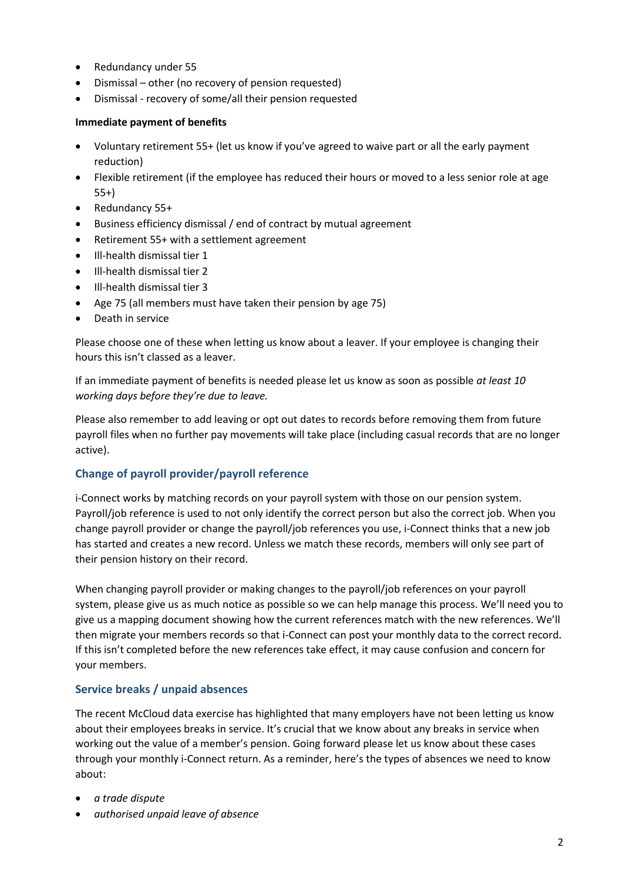- Redundancy under 55
- Dismissal – other (no recovery of pension requested)
- Dismissal - recovery of some/all their pension requested

**Immediate payment of benefits**

- Voluntary retirement 55+ (let us know if you've agreed to waive part or all the early payment reduction)
- Flexible retirement (if the employee has reduced their hours or moved to a less senior role at age 55+)
- Redundancy 55+
- Business efficiency dismissal / end of contract by mutual agreement
- Retirement 55+ with a settlement agreement
- Ill-health dismissal tier 1
- Ill-health dismissal tier 2
- Ill-health dismissal tier 3
- Age 75 (all members must have taken their pension by age 75)
- Death in service

Please choose one of these when letting us know about a leaver. If your employee is changing their hours this isn't classed as a leaver.

If an immediate payment of benefits is needed please let us know as soon as possible *at least 10 working days before they're due to leave.*

Please also remember to add leaving or opt out dates to records before removing them from future payroll files when no further pay movements will take place (including casual records that are no longer active).

## Change of payroll provider/payroll reference

i-Connect works by matching records on your payroll system with those on our pension system. Payroll/job reference is used to not only identify the correct person but also the correct job. When you change payroll provider or change the payroll/job references you use, i-Connect thinks that a new job has started and creates a new record. Unless we match these records, members will only see part of their pension history on their record.

When changing payroll provider or making changes to the payroll/job references on your payroll system, please give us as much notice as possible so we can help manage this process. We'll need you to give us a mapping document showing how the current references match with the new references. We'll then migrate your members records so that i-Connect can post your monthly data to the correct record. If this isn't completed before the new references take effect, it may cause confusion and concern for your members.

## Service breaks / unpaid absences

The recent McCloud data exercise has highlighted that many employers have not been letting us know about their employees breaks in service. It's crucial that we know about any breaks in service when working out the value of a member's pension. Going forward please let us know about these cases through your monthly i-Connect return. As a reminder, here's the types of absences we need to know about:

- *a trade dispute*
- *authorised unpaid leave of absence*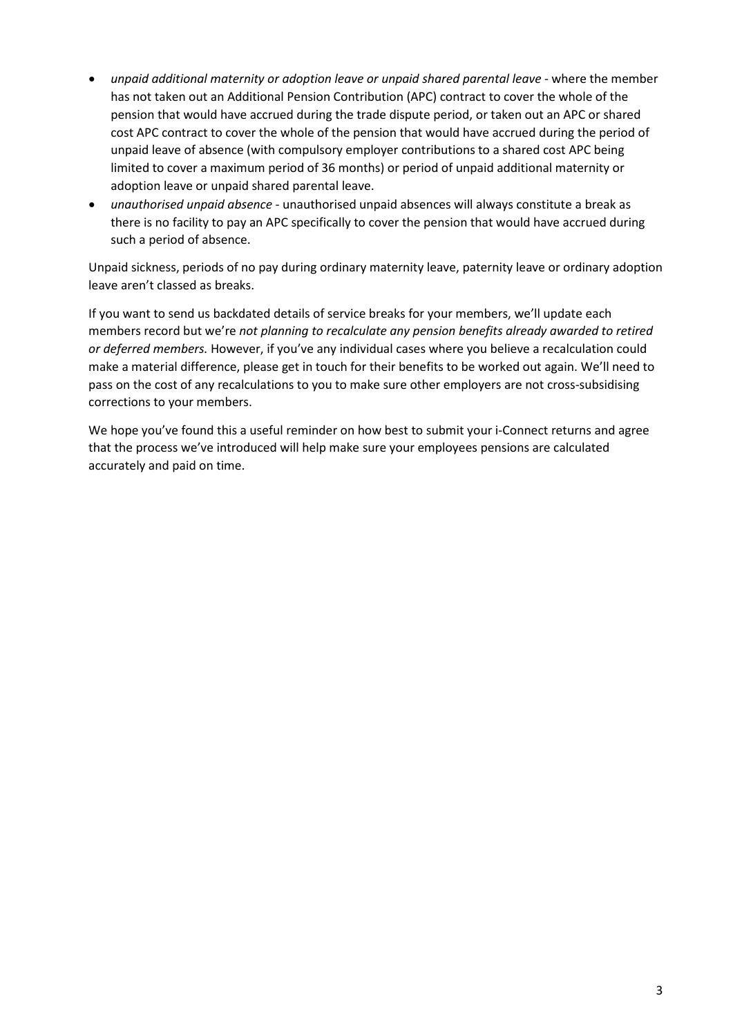- *unpaid additional maternity or adoption leave or unpaid shared parental leave* - where the member has not taken out an Additional Pension Contribution (APC) contract to cover the whole of the pension that would have accrued during the trade dispute period, or taken out an APC or shared cost APC contract to cover the whole of the pension that would have accrued during the period of unpaid leave of absence (with compulsory employer contributions to a shared cost APC being limited to cover a maximum period of 36 months) or period of unpaid additional maternity or adoption leave or unpaid shared parental leave.
- *unauthorised unpaid absence* - unauthorised unpaid absences will always constitute a break as there is no facility to pay an APC specifically to cover the pension that would have accrued during such a period of absence.

Unpaid sickness, periods of no pay during ordinary maternity leave, paternity leave or ordinary adoption leave aren't classed as breaks.

If you want to send us backdated details of service breaks for your members, we'll update each members record but we're *not planning to recalculate any pension benefits already awarded to retired or deferred members.* However, if you've any individual cases where you believe a recalculation could make a material difference, please get in touch for their benefits to be worked out again. We'll need to pass on the cost of any recalculations to you to make sure other employers are not cross-subsidising corrections to your members.

We hope you've found this a useful reminder on how best to submit your i-Connect returns and agree that the process we've introduced will help make sure your employees pensions are calculated accurately and paid on time.